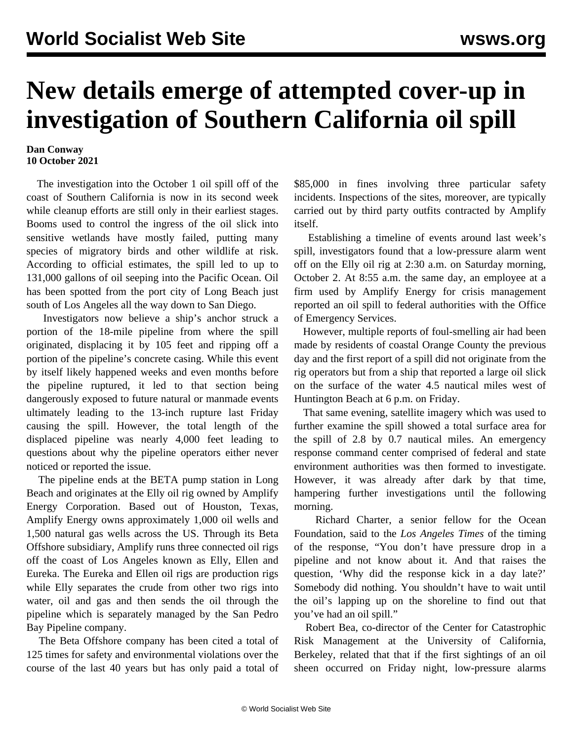# New details emerge of attempted cover-up in investigation of Southern California oil spill

**Dan Conway**
**10 October 2021**

The investigation into the October 1 oil spill off of the coast of Southern California is now in its second week while cleanup efforts are still only in their earliest stages. Booms used to control the ingress of the oil slick into sensitive wetlands have mostly failed, putting many species of migratory birds and other wildlife at risk. According to official estimates, the spill led to up to 131,000 gallons of oil seeping into the Pacific Ocean. Oil has been spotted from the port city of Long Beach just south of Los Angeles all the way down to San Diego.

Investigators now believe a ship's anchor struck a portion of the 18-mile pipeline from where the spill originated, displacing it by 105 feet and ripping off a portion of the pipeline's concrete casing. While this event by itself likely happened weeks and even months before the pipeline ruptured, it led to that section being dangerously exposed to future natural or manmade events ultimately leading to the 13-inch rupture last Friday causing the spill. However, the total length of the displaced pipeline was nearly 4,000 feet leading to questions about why the pipeline operators either never noticed or reported the issue.

The pipeline ends at the BETA pump station in Long Beach and originates at the Elly oil rig owned by Amplify Energy Corporation. Based out of Houston, Texas, Amplify Energy owns approximately 1,000 oil wells and 1,500 natural gas wells across the US. Through its Beta Offshore subsidiary, Amplify runs three connected oil rigs off the coast of Los Angeles known as Elly, Ellen and Eureka. The Eureka and Ellen oil rigs are production rigs while Elly separates the crude from other two rigs into water, oil and gas and then sends the oil through the pipeline which is separately managed by the San Pedro Bay Pipeline company.

The Beta Offshore company has been cited a total of 125 times for safety and environmental violations over the course of the last 40 years but has only paid a total of $85,000 in fines involving three particular safety incidents. Inspections of the sites, moreover, are typically carried out by third party outfits contracted by Amplify itself.

Establishing a timeline of events around last week's spill, investigators found that a low-pressure alarm went off on the Elly oil rig at 2:30 a.m. on Saturday morning, October 2. At 8:55 a.m. the same day, an employee at a firm used by Amplify Energy for crisis management reported an oil spill to federal authorities with the Office of Emergency Services.

However, multiple reports of foul-smelling air had been made by residents of coastal Orange County the previous day and the first report of a spill did not originate from the rig operators but from a ship that reported a large oil slick on the surface of the water 4.5 nautical miles west of Huntington Beach at 6 p.m. on Friday.

That same evening, satellite imagery which was used to further examine the spill showed a total surface area for the spill of 2.8 by 0.7 nautical miles. An emergency response command center comprised of federal and state environment authorities was then formed to investigate. However, it was already after dark by that time, hampering further investigations until the following morning.

Richard Charter, a senior fellow for the Ocean Foundation, said to the *Los Angeles Times* of the timing of the response, "You don't have pressure drop in a pipeline and not know about it. And that raises the question, 'Why did the response kick in a day late?' Somebody did nothing. You shouldn't have to wait until the oil's lapping up on the shoreline to find out that you've had an oil spill."

Robert Bea, co-director of the Center for Catastrophic Risk Management at the University of California, Berkeley, related that that if the first sightings of an oil sheen occurred on Friday night, low-pressure alarms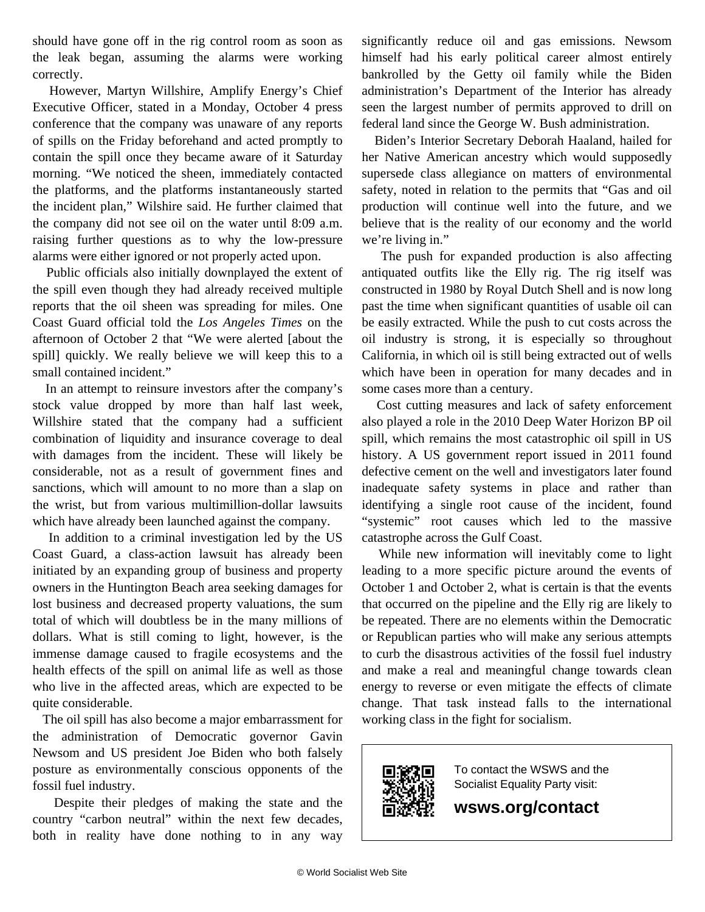should have gone off in the rig control room as soon as the leak began, assuming the alarms were working correctly.

However, Martyn Willshire, Amplify Energy's Chief Executive Officer, stated in a Monday, October 4 press conference that the company was unaware of any reports of spills on the Friday beforehand and acted promptly to contain the spill once they became aware of it Saturday morning. "We noticed the sheen, immediately contacted the platforms, and the platforms instantaneously started the incident plan," Wilshire said. He further claimed that the company did not see oil on the water until 8:09 a.m. raising further questions as to why the low-pressure alarms were either ignored or not properly acted upon.

Public officials also initially downplayed the extent of the spill even though they had already received multiple reports that the oil sheen was spreading for miles. One Coast Guard official told the *Los Angeles Times* on the afternoon of October 2 that "We were alerted [about the spill] quickly. We really believe we will keep this to a small contained incident."

In an attempt to reinsure investors after the company's stock value dropped by more than half last week, Willshire stated that the company had a sufficient combination of liquidity and insurance coverage to deal with damages from the incident. These will likely be considerable, not as a result of government fines and sanctions, which will amount to no more than a slap on the wrist, but from various multimillion-dollar lawsuits which have already been launched against the company.

In addition to a criminal investigation led by the US Coast Guard, a class-action lawsuit has already been initiated by an expanding group of business and property owners in the Huntington Beach area seeking damages for lost business and decreased property valuations, the sum total of which will doubtless be in the many millions of dollars. What is still coming to light, however, is the immense damage caused to fragile ecosystems and the health effects of the spill on animal life as well as those who live in the affected areas, which are expected to be quite considerable.

The oil spill has also become a major embarrassment for the administration of Democratic governor Gavin Newsom and US president Joe Biden who both falsely posture as environmentally conscious opponents of the fossil fuel industry.

Despite their pledges of making the state and the country "carbon neutral" within the next few decades, both in reality have done nothing to in any way significantly reduce oil and gas emissions. Newsom himself had his early political career almost entirely bankrolled by the Getty oil family while the Biden administration's Department of the Interior has already seen the largest number of permits approved to drill on federal land since the George W. Bush administration.

Biden's Interior Secretary Deborah Haaland, hailed for her Native American ancestry which would supposedly supersede class allegiance on matters of environmental safety, noted in relation to the permits that "Gas and oil production will continue well into the future, and we believe that is the reality of our economy and the world we're living in."

The push for expanded production is also affecting antiquated outfits like the Elly rig. The rig itself was constructed in 1980 by Royal Dutch Shell and is now long past the time when significant quantities of usable oil can be easily extracted. While the push to cut costs across the oil industry is strong, it is especially so throughout California, in which oil is still being extracted out of wells which have been in operation for many decades and in some cases more than a century.

Cost cutting measures and lack of safety enforcement also played a role in the 2010 Deep Water Horizon BP oil spill, which remains the most catastrophic oil spill in US history. A US government report issued in 2011 found defective cement on the well and investigators later found inadequate safety systems in place and rather than identifying a single root cause of the incident, found "systemic" root causes which led to the massive catastrophe across the Gulf Coast.

While new information will inevitably come to light leading to a more specific picture around the events of October 1 and October 2, what is certain is that the events that occurred on the pipeline and the Elly rig are likely to be repeated. There are no elements within the Democratic or Republican parties who will make any serious attempts to curb the disastrous activities of the fossil fuel industry and make a real and meaningful change towards clean energy to reverse or even mitigate the effects of climate change. That task instead falls to the international working class in the fight for socialism.

To contact the WSWS and the Socialist Equality Party visit:

**wsws.org/contact**